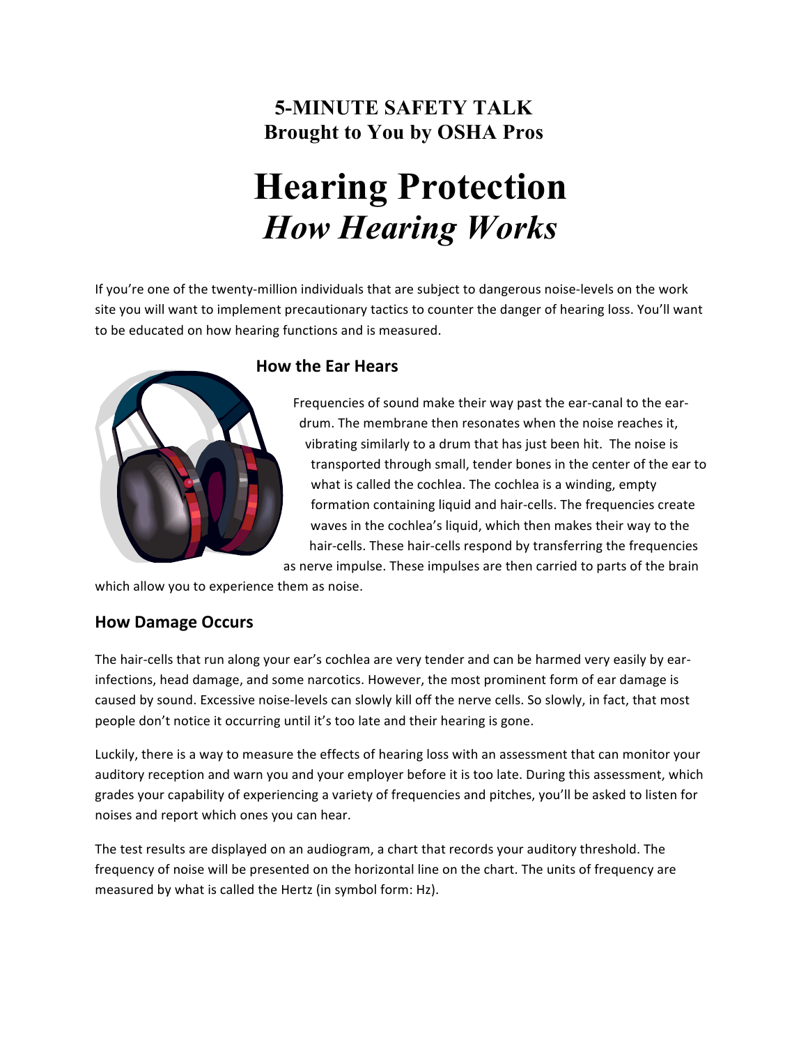**5-MINUTE SAFETY TALK**
**Brought to You by OSHA Pros**

# Hearing Protection
## *How Hearing Works*

If you're one of the twenty-million individuals that are subject to dangerous noise-levels on the work site you will want to implement precautionary tactics to counter the danger of hearing loss. You'll want to be educated on how hearing functions and is measured.

### How the Ear Hears

Frequencies of sound make their way past the ear-canal to the ear-drum. The membrane then resonates when the noise reaches it, vibrating similarly to a drum that has just been hit. The noise is transported through small, tender bones in the center of the ear to what is called the cochlea. The cochlea is a winding, empty formation containing liquid and hair-cells. The frequencies create waves in the cochlea's liquid, which then makes their way to the hair-cells. These hair-cells respond by transferring the frequencies as nerve impulse. These impulses are then carried to parts of the brain which allow you to experience them as noise.

### How Damage Occurs

The hair-cells that run along your ear's cochlea are very tender and can be harmed very easily by ear-infections, head damage, and some narcotics. However, the most prominent form of ear damage is caused by sound. Excessive noise-levels can slowly kill off the nerve cells. So slowly, in fact, that most people don't notice it occurring until it's too late and their hearing is gone.

Luckily, there is a way to measure the effects of hearing loss with an assessment that can monitor your auditory reception and warn you and your employer before it is too late. During this assessment, which grades your capability of experiencing a variety of frequencies and pitches, you'll be asked to listen for noises and report which ones you can hear.

The test results are displayed on an audiogram, a chart that records your auditory threshold. The frequency of noise will be presented on the horizontal line on the chart. The units of frequency are measured by what is called the Hertz (in symbol form: Hz).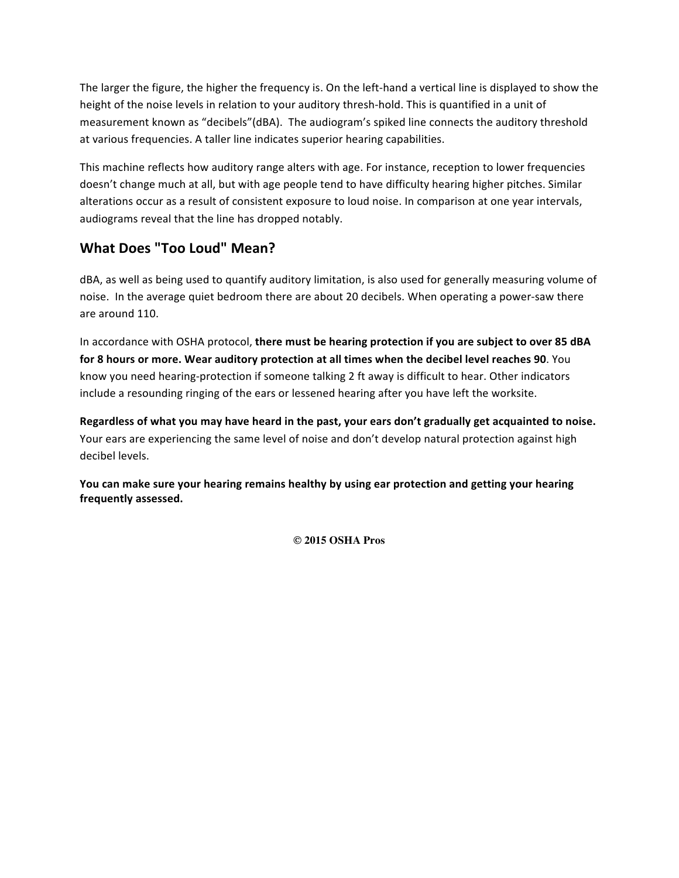The larger the figure, the higher the frequency is. On the left-hand a vertical line is displayed to show the height of the noise levels in relation to your auditory thresh-hold. This is quantified in a unit of measurement known as "decibels"(dBA). The audiogram's spiked line connects the auditory threshold at various frequencies. A taller line indicates superior hearing capabilities.

This machine reflects how auditory range alters with age. For instance, reception to lower frequencies doesn't change much at all, but with age people tend to have difficulty hearing higher pitches. Similar alterations occur as a result of consistent exposure to loud noise. In comparison at one year intervals, audiograms reveal that the line has dropped notably.

## What Does "Too Loud" Mean?

dBA, as well as being used to quantify auditory limitation, is also used for generally measuring volume of noise. In the average quiet bedroom there are about 20 decibels. When operating a power-saw there are around 110.

In accordance with OSHA protocol, **there must be hearing protection if you are subject to over 85 dBA for 8 hours or more. Wear auditory protection at all times when the decibel level reaches 90**. You know you need hearing-protection if someone talking 2 ft away is difficult to hear. Other indicators include a resounding ringing of the ears or lessened hearing after you have left the worksite.

**Regardless of what you may have heard in the past, your ears don't gradually get acquainted to noise.** Your ears are experiencing the same level of noise and don't develop natural protection against high decibel levels.

**You can make sure your hearing remains healthy by using ear protection and getting your hearing frequently assessed.**

**© 2015 OSHA Pros**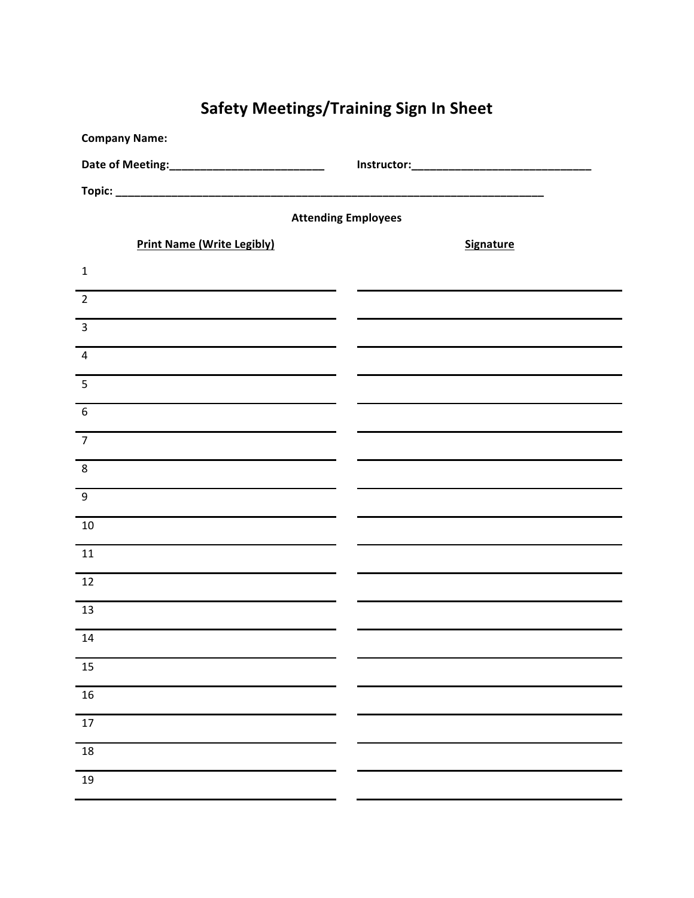# Safety Meetings/Training Sign In Sheet

**Company Name:**

**Date of Meeting:**__________________________ **Instructor:**_____________________________

**Topic:** _________________________________________________________________________

**Attending Employees**

| | Print Name (Write Legibly) | Signature |
|---|---|---|
| 1 | | |
| 2 | | |
| 3 | | |
| 4 | | |
| 5 | | |
| 6 | | |
| 7 | | |
| 8 | | |
| 9 | | |
| 10 | | |
| 11 | | |
| 12 | | |
| 13 | | |
| 14 | | |
| 15 | | |
| 16 | | |
| 17 | | |
| 18 | | |
| 19 | | |